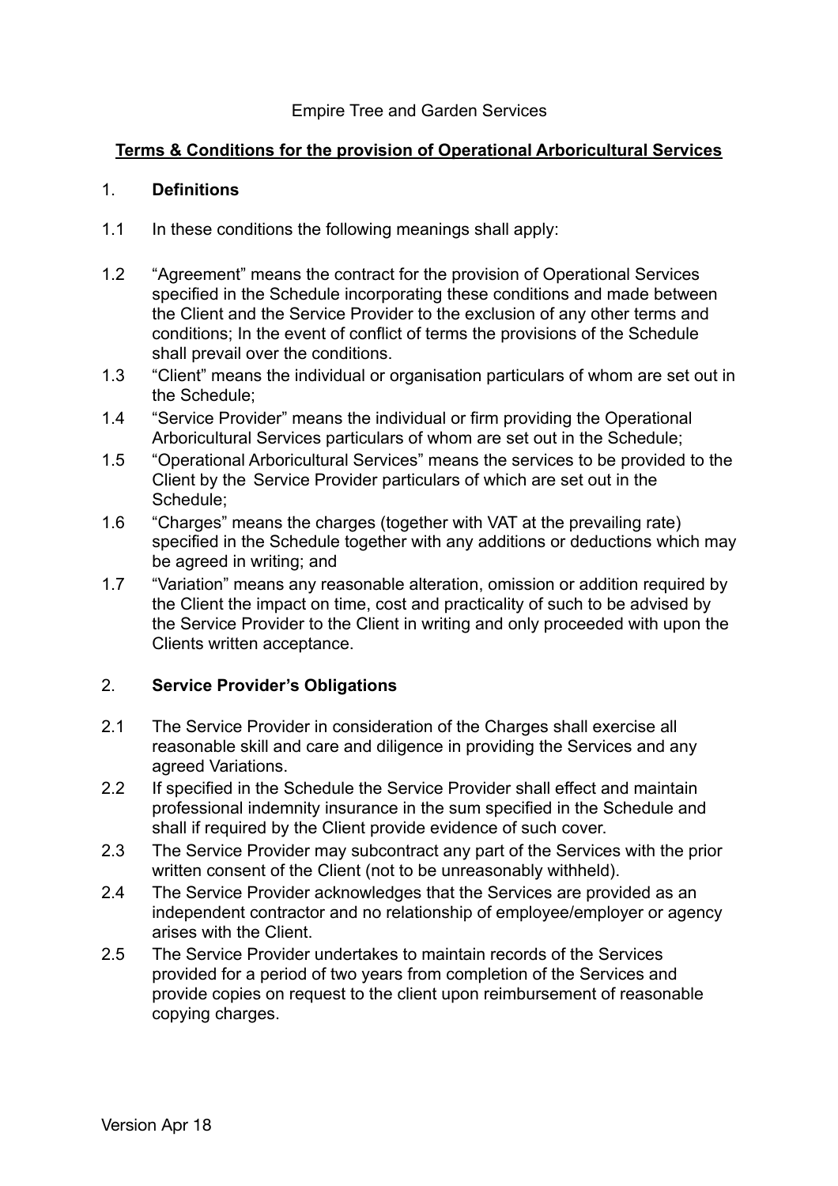Empire Tree and Garden Services

**Terms & Conditions for the provision of Operational Arboricultural Services**

1. **Definitions**

1.1 In these conditions the following meanings shall apply:

1.2 "Agreement" means the contract for the provision of Operational Services specified in the Schedule incorporating these conditions and made between the Client and the Service Provider to the exclusion of any other terms and conditions; In the event of conflict of terms the provisions of the Schedule shall prevail over the conditions.

1.3 "Client" means the individual or organisation particulars of whom are set out in the Schedule;

1.4 "Service Provider" means the individual or firm providing the Operational Arboricultural Services particulars of whom are set out in the Schedule;

1.5 "Operational Arboricultural Services" means the services to be provided to the Client by the Service Provider particulars of which are set out in the Schedule;

1.6 "Charges" means the charges (together with VAT at the prevailing rate) specified in the Schedule together with any additions or deductions which may be agreed in writing; and

1.7 "Variation" means any reasonable alteration, omission or addition required by the Client the impact on time, cost and practicality of such to be advised by the Service Provider to the Client in writing and only proceeded with upon the Clients written acceptance.

2. **Service Provider's Obligations**

2.1 The Service Provider in consideration of the Charges shall exercise all reasonable skill and care and diligence in providing the Services and any agreed Variations.

2.2 If specified in the Schedule the Service Provider shall effect and maintain professional indemnity insurance in the sum specified in the Schedule and shall if required by the Client provide evidence of such cover.

2.3 The Service Provider may subcontract any part of the Services with the prior written consent of the Client (not to be unreasonably withheld).

2.4 The Service Provider acknowledges that the Services are provided as an independent contractor and no relationship of employee/employer or agency arises with the Client.

2.5 The Service Provider undertakes to maintain records of the Services provided for a period of two years from completion of the Services and provide copies on request to the client upon reimbursement of reasonable copying charges.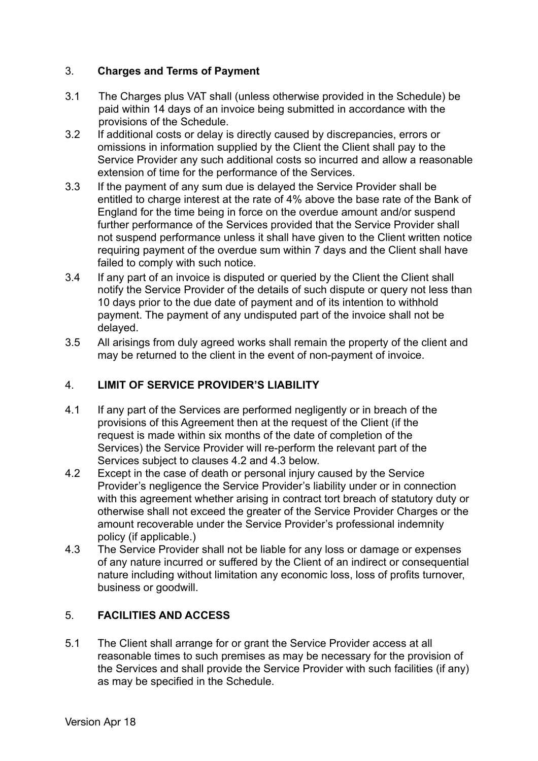## 3. Charges and Terms of Payment

3.1 The Charges plus VAT shall (unless otherwise provided in the Schedule) be paid within 14 days of an invoice being submitted in accordance with the provisions of the Schedule.

3.2 If additional costs or delay is directly caused by discrepancies, errors or omissions in information supplied by the Client the Client shall pay to the Service Provider any such additional costs so incurred and allow a reasonable extension of time for the performance of the Services.

3.3 If the payment of any sum due is delayed the Service Provider shall be entitled to charge interest at the rate of 4% above the base rate of the Bank of England for the time being in force on the overdue amount and/or suspend further performance of the Services provided that the Service Provider shall not suspend performance unless it shall have given to the Client written notice requiring payment of the overdue sum within 7 days and the Client shall have failed to comply with such notice.

3.4 If any part of an invoice is disputed or queried by the Client the Client shall notify the Service Provider of the details of such dispute or query not less than 10 days prior to the due date of payment and of its intention to withhold payment. The payment of any undisputed part of the invoice shall not be delayed.

3.5 All arisings from duly agreed works shall remain the property of the client and may be returned to the client in the event of non-payment of invoice.

## 4. LIMIT OF SERVICE PROVIDER'S LIABILITY

4.1 If any part of the Services are performed negligently or in breach of the provisions of this Agreement then at the request of the Client (if the request is made within six months of the date of completion of the Services) the Service Provider will re-perform the relevant part of the Services subject to clauses 4.2 and 4.3 below.

4.2 Except in the case of death or personal injury caused by the Service Provider's negligence the Service Provider's liability under or in connection with this agreement whether arising in contract tort breach of statutory duty or otherwise shall not exceed the greater of the Service Provider Charges or the amount recoverable under the Service Provider's professional indemnity policy (if applicable.)

4.3 The Service Provider shall not be liable for any loss or damage or expenses of any nature incurred or suffered by the Client of an indirect or consequential nature including without limitation any economic loss, loss of profits turnover, business or goodwill.

## 5. FACILITIES AND ACCESS

5.1 The Client shall arrange for or grant the Service Provider access at all reasonable times to such premises as may be necessary for the provision of the Services and shall provide the Service Provider with such facilities (if any) as may be specified in the Schedule.

Version Apr 18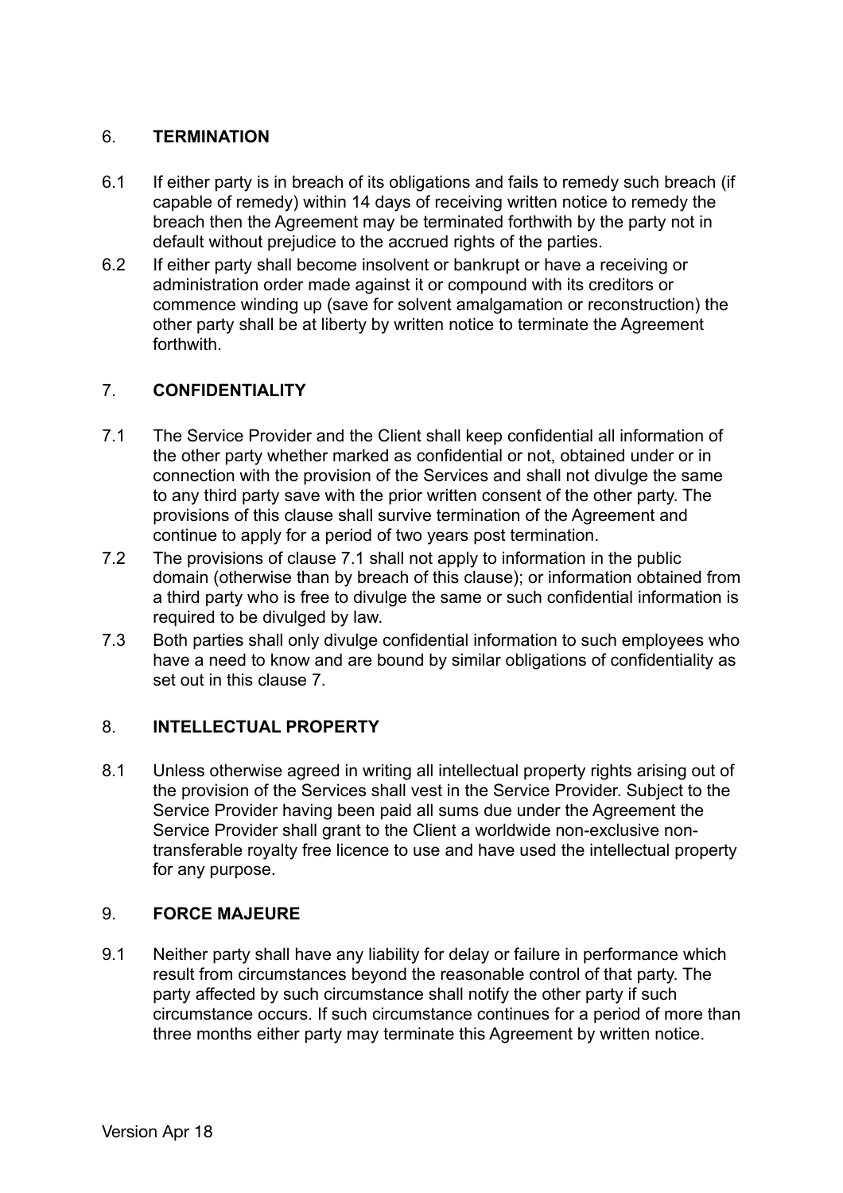## 6. TERMINATION

6.1 If either party is in breach of its obligations and fails to remedy such breach (if capable of remedy) within 14 days of receiving written notice to remedy the breach then the Agreement may be terminated forthwith by the party not in default without prejudice to the accrued rights of the parties.

6.2 If either party shall become insolvent or bankrupt or have a receiving or administration order made against it or compound with its creditors or commence winding up (save for solvent amalgamation or reconstruction) the other party shall be at liberty by written notice to terminate the Agreement forthwith.

## 7. CONFIDENTIALITY

7.1 The Service Provider and the Client shall keep confidential all information of the other party whether marked as confidential or not, obtained under or in connection with the provision of the Services and shall not divulge the same to any third party save with the prior written consent of the other party. The provisions of this clause shall survive termination of the Agreement and continue to apply for a period of two years post termination.

7.2 The provisions of clause 7.1 shall not apply to information in the public domain (otherwise than by breach of this clause); or information obtained from a third party who is free to divulge the same or such confidential information is required to be divulged by law.

7.3 Both parties shall only divulge confidential information to such employees who have a need to know and are bound by similar obligations of confidentiality as set out in this clause 7.

## 8. INTELLECTUAL PROPERTY

8.1 Unless otherwise agreed in writing all intellectual property rights arising out of the provision of the Services shall vest in the Service Provider. Subject to the Service Provider having been paid all sums due under the Agreement the Service Provider shall grant to the Client a worldwide non-exclusive non-transferable royalty free licence to use and have used the intellectual property for any purpose.

## 9. FORCE MAJEURE

9.1 Neither party shall have any liability for delay or failure in performance which result from circumstances beyond the reasonable control of that party. The party affected by such circumstance shall notify the other party if such circumstance occurs. If such circumstance continues for a period of more than three months either party may terminate this Agreement by written notice.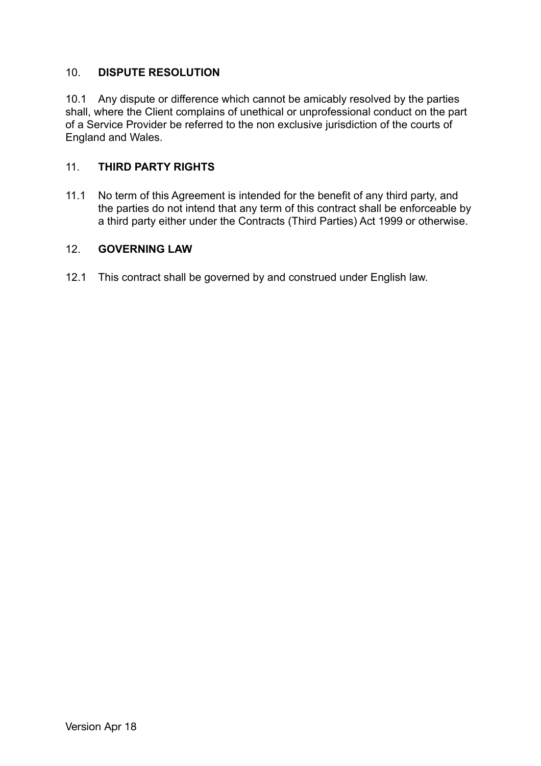## 10. DISPUTE RESOLUTION

10.1 Any dispute or difference which cannot be amicably resolved by the parties shall, where the Client complains of unethical or unprofessional conduct on the part of a Service Provider be referred to the non exclusive jurisdiction of the courts of England and Wales.

## 11. THIRD PARTY RIGHTS

11.1 No term of this Agreement is intended for the benefit of any third party, and the parties do not intend that any term of this contract shall be enforceable by a third party either under the Contracts (Third Parties) Act 1999 or otherwise.

## 12. GOVERNING LAW

12.1 This contract shall be governed by and construed under English law.

Version Apr 18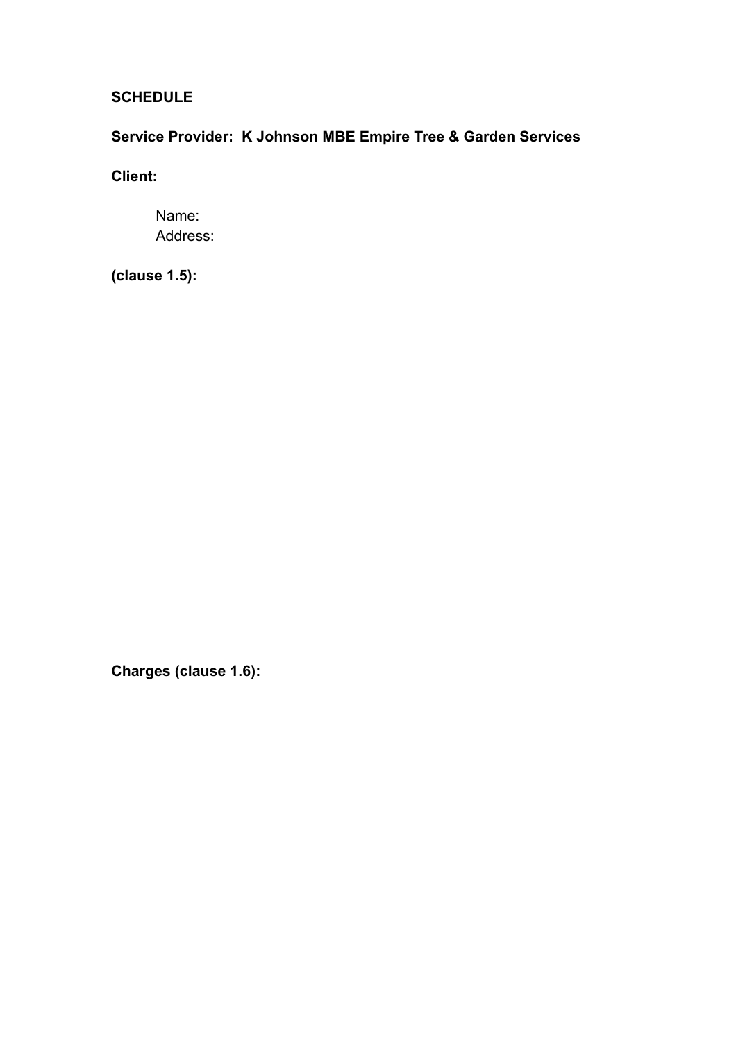**SCHEDULE**

**Service Provider: K Johnson MBE Empire Tree & Garden Services**

**Client:**

Name:
Address:

**(clause 1.5):**

**Charges (clause 1.6):**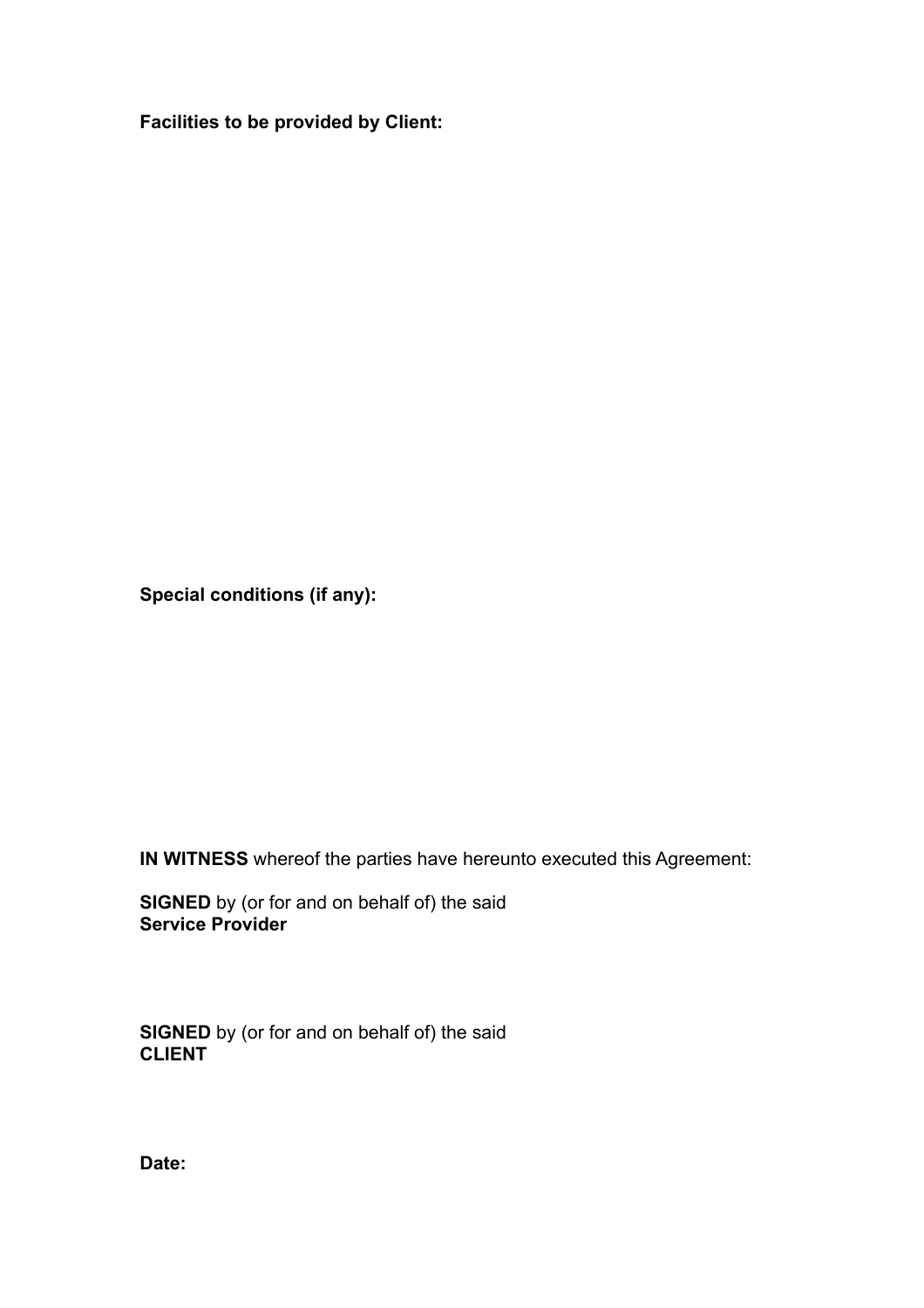**Facilities to be provided by Client:**

**Special conditions (if any):**

**IN WITNESS** whereof the parties have hereunto executed this Agreement:

**SIGNED** by (or for and on behalf of) the said
**Service Provider**

**SIGNED** by (or for and on behalf of) the said
**CLIENT**

**Date:**